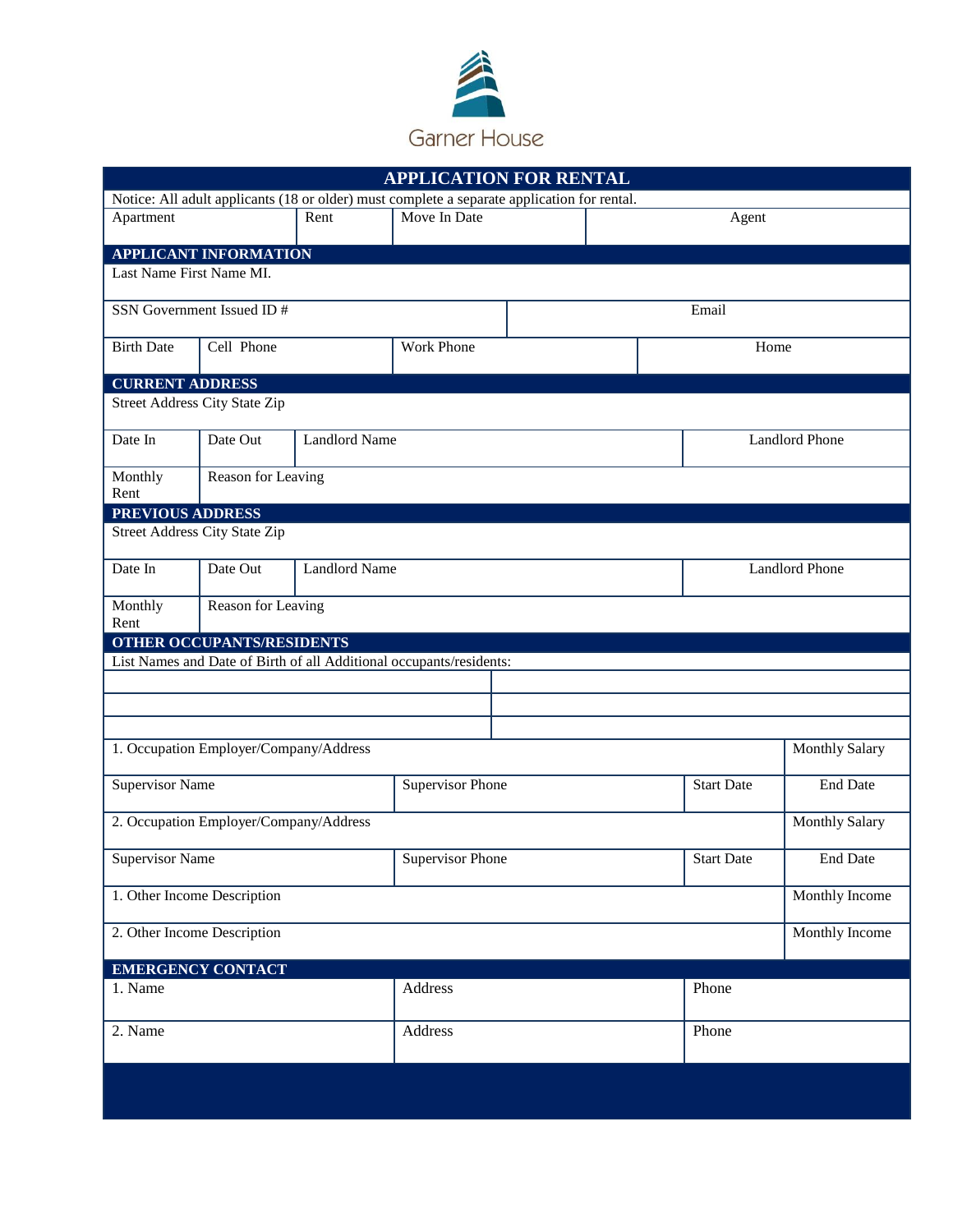Garner House

# APPLICATION FOR RENTAL

Notice: All adult applicants (18 or older) must complete a separate application for rental.

| Apartment | Rent | Move In Date | Agent |
|---|---|---|---|
| | | | |

## APPLICANT INFORMATION

| Last Name First Name MI. | | | |
|---|---|---|---|
| SSN Government Issued ID # | | Email | |
| Birth Date | Cell Phone | Work Phone | Home |

## CURRENT ADDRESS

| Street Address City State Zip | | | |
|---|---|---|---|
| Date In | Date Out | Landlord Name | Landlord Phone |
| Monthly Rent | Reason for Leaving | | |

## PREVIOUS ADDRESS

| Street Address City State Zip | | | |
|---|---|---|---|
| Date In | Date Out | Landlord Name | Landlord Phone |
| Monthly Rent | Reason for Leaving | | |

## OTHER OCCUPANTS/RESIDENTS

List Names and Date of Birth of all Additional occupants/residents:

| | |
|---|---|
| | |
| | |
| | |

| 1. Occupation Employer/Company/Address | | | Monthly Salary |
|---|---|---|---|
| Supervisor Name | Supervisor Phone | Start Date | End Date |
| 2. Occupation Employer/Company/Address | | | Monthly Salary |
| Supervisor Name | Supervisor Phone | Start Date | End Date |
| 1. Other Income Description | | | Monthly Income |
| 2. Other Income Description | | | Monthly Income |

## EMERGENCY CONTACT

| 1. Name | Address | Phone |
|---|---|---|
| 2. Name | Address | Phone |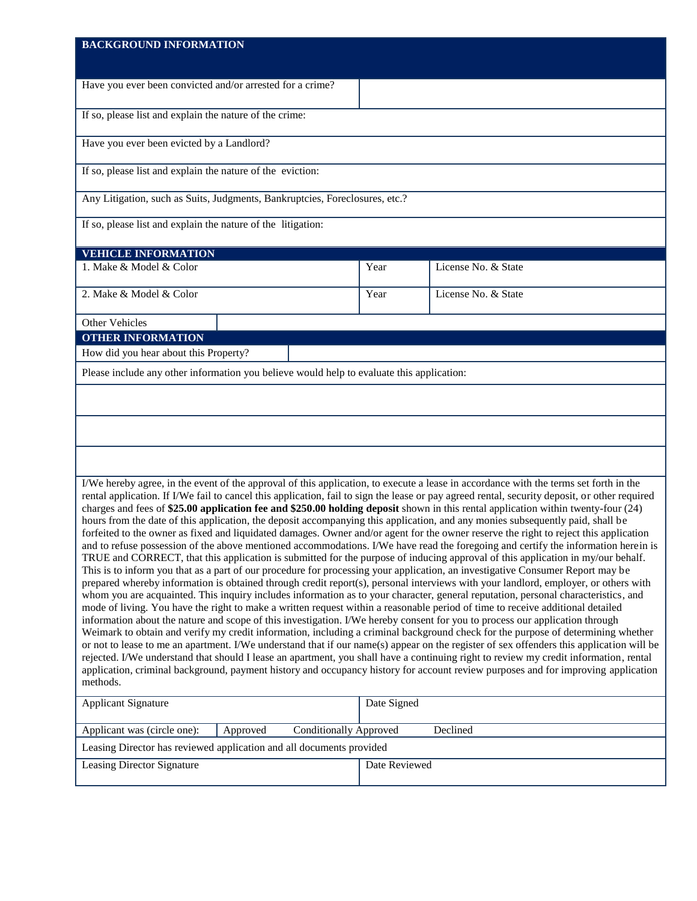## BACKGROUND INFORMATION

| | |
|---|---|
| Have you ever been convicted and/or arrested for a crime? | |
| If so, please list and explain the nature of the crime: | |
| Have you ever been evicted by a Landlord? | |
| If so, please list and explain the nature of the eviction: | |
| Any Litigation, such as Suits, Judgments, Bankruptcies, Foreclosures, etc.? | |
| If so, please list and explain the nature of the litigation: | |

## VEHICLE INFORMATION

| | | |
|---|---|---|
| 1. Make & Model & Color | Year | License No. & State |
| 2. Make & Model & Color | Year | License No. & State |
| Other Vehicles | | |

## OTHER INFORMATION

| | |
|---|---|
| How did you hear about this Property? | |

Please include any other information you believe would help to evaluate this application:

I/We hereby agree, in the event of the approval of this application, to execute a lease in accordance with the terms set forth in the rental application. If I/We fail to cancel this application, fail to sign the lease or pay agreed rental, security deposit, or other required charges and fees of **$25.00 application fee and $250.00 holding deposit** shown in this rental application within twenty-four (24) hours from the date of this application, the deposit accompanying this application, and any monies subsequently paid, shall be forfeited to the owner as fixed and liquidated damages. Owner and/or agent for the owner reserve the right to reject this application and to refuse possession of the above mentioned accommodations. I/We have read the foregoing and certify the information herein is TRUE and CORRECT, that this application is submitted for the purpose of inducing approval of this application in my/our behalf. This is to inform you that as a part of our procedure for processing your application, an investigative Consumer Report may be prepared whereby information is obtained through credit report(s), personal interviews with your landlord, employer, or others with whom you are acquainted. This inquiry includes information as to your character, general reputation, personal characteristics, and mode of living. You have the right to make a written request within a reasonable period of time to receive additional detailed information about the nature and scope of this investigation. I/We hereby consent for you to process our application through Weimark to obtain and verify my credit information, including a criminal background check for the purpose of determining whether or not to lease to me an apartment. I/We understand that if our name(s) appear on the register of sex offenders this application will be rejected. I/We understand that should I lease an apartment, you shall have a continuing right to review my credit information, rental application, criminal background, payment history and occupancy history for account review purposes and for improving application methods.

| | |
|---|---|
| Applicant Signature | Date Signed |

Applicant was (circle one): Approved Conditionally Approved Declined

Leasing Director has reviewed application and all documents provided

| | |
|---|---|
| Leasing Director Signature | Date Reviewed |